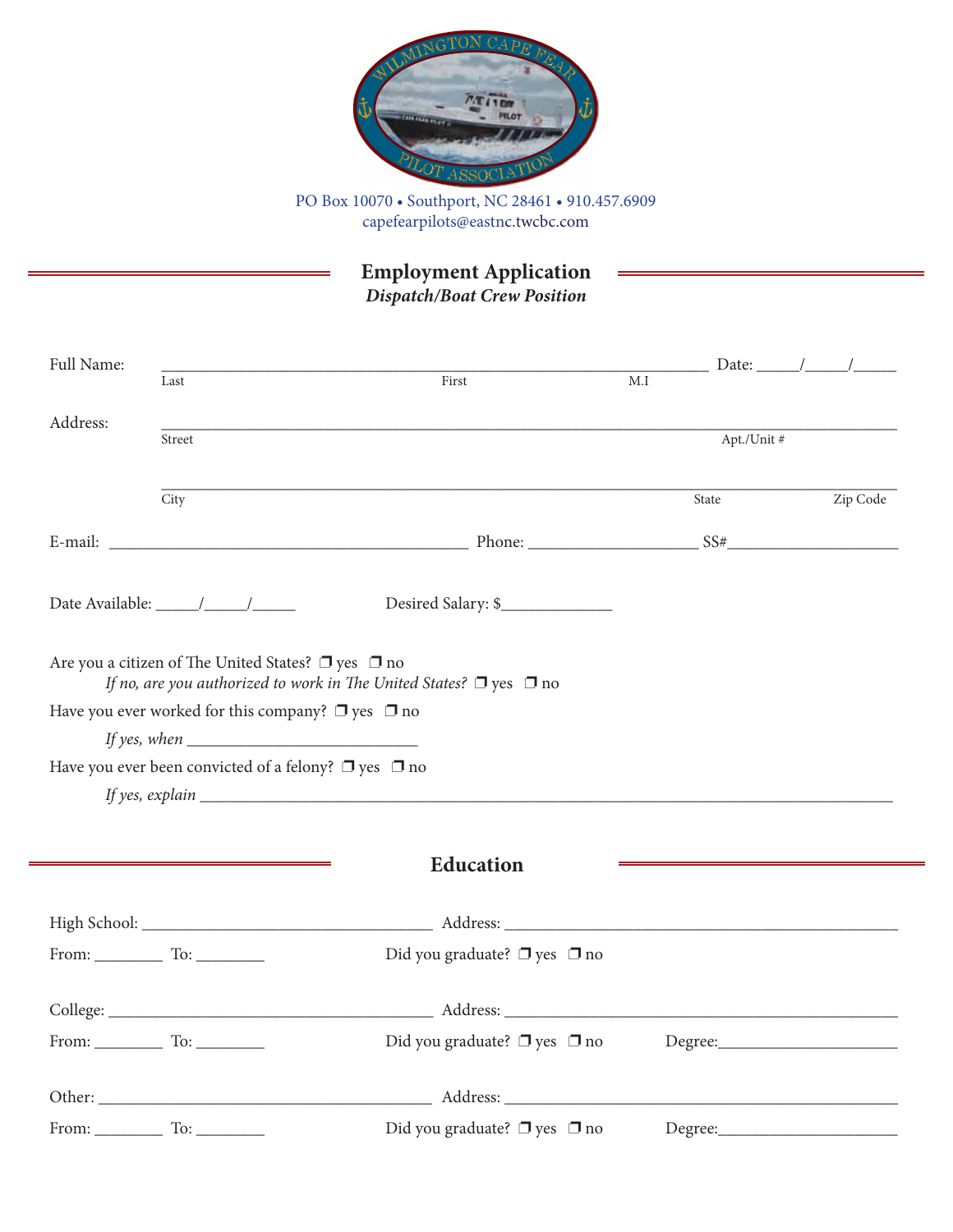WILMINGTON CAPE FEAR PILOT ASSOCIATION

PO Box 10070 • Southport, NC 28461 • 910.457.6909
capefearpilots@eastnc.twcbc.com

# Employment Application

***Dispatch/Boat Crew Position***

Full Name: ______________________________________________________ Date: _____/_____/_____
Last First M.I

Address: ____________________________________________________________________________
Street Apt./Unit #

____________________________________________________________________________
City State Zip Code

E-mail: ____________________________________ Phone: ________________ SS#________________

Date Available: _____/_____/_____ Desired Salary: $_____________

Are you a citizen of The United States? ❒ yes ❒ no

*If no, are you authorized to work in The United States?* ❒ yes ❒ no

Have you ever worked for this company? ❒ yes ❒ no

*If yes, when* __________________________

Have you ever been convicted of a felony? ❒ yes ❒ no

*If yes, explain* ______________________________________________________________________

## Education

High School: _____________________________ Address: ___________________________________________

From: ________ To: ________ Did you graduate? ❒ yes ❒ no

College: _____________________________ Address: ___________________________________________

From: ________ To: ________ Did you graduate? ❒ yes ❒ no Degree:_____________________

Other: _____________________________ Address: ___________________________________________

From: ________ To: ________ Did you graduate? ❒ yes ❒ no Degree:_____________________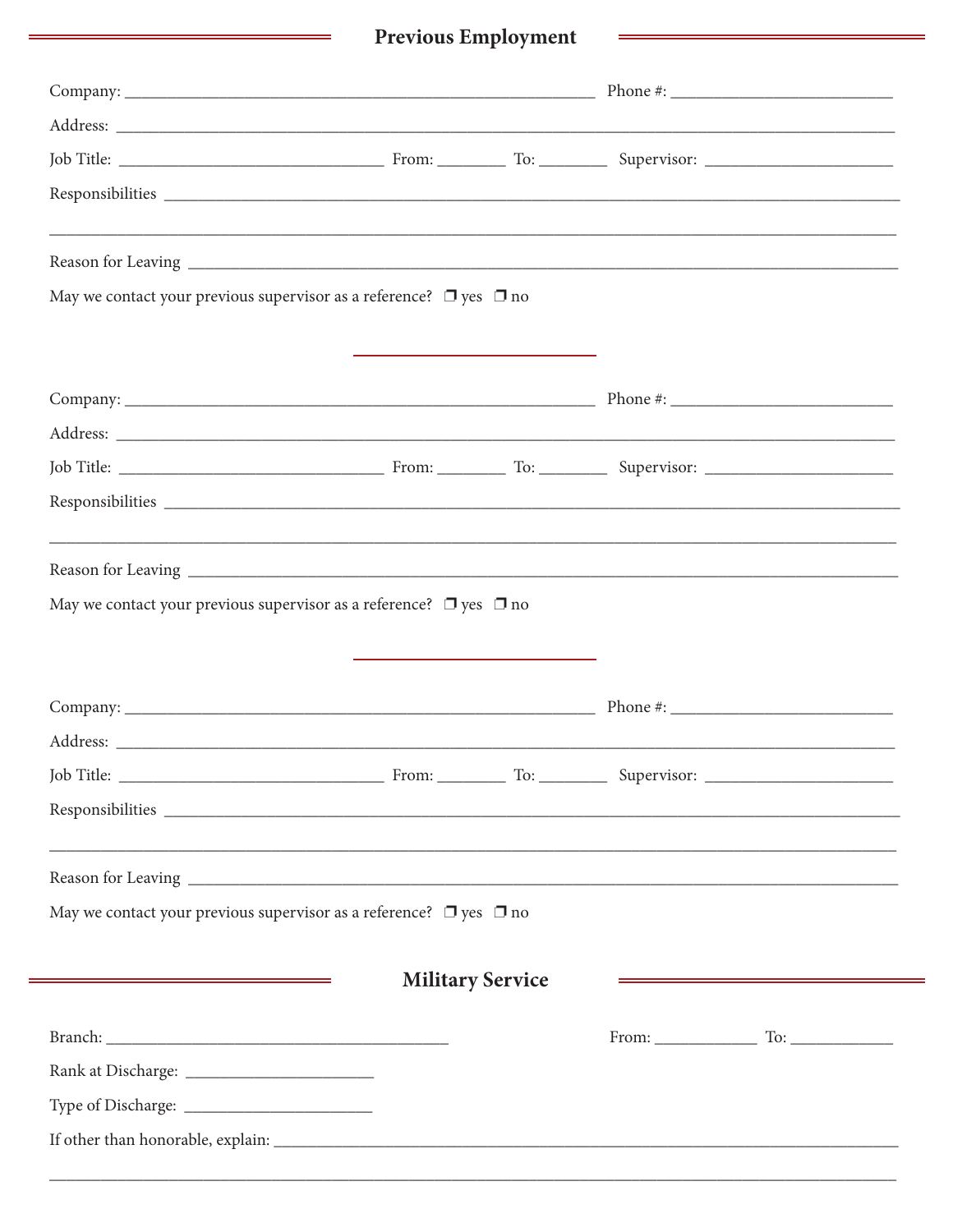## Previous Employment

Company: ____________________________________________________ Phone #: ________________________

Address: ________________________________________________________________________________________

Job Title: _____________________________ From: ________ To: ________ Supervisor: _____________________

Responsibilities ___________________________________________________________________________________

____________________________________________________________________________________________________

Reason for Leaving _________________________________________________________________________________

May we contact your previous supervisor as a reference? ❒ yes ❒ no

---

Company: ____________________________________________________ Phone #: ________________________

Address: ________________________________________________________________________________________

Job Title: _____________________________ From: ________ To: ________ Supervisor: _____________________

Responsibilities ___________________________________________________________________________________

____________________________________________________________________________________________________

Reason for Leaving _________________________________________________________________________________

May we contact your previous supervisor as a reference? ❒ yes ❒ no

---

Company: ____________________________________________________ Phone #: ________________________

Address: ________________________________________________________________________________________

Job Title: _____________________________ From: ________ To: ________ Supervisor: _____________________

Responsibilities ___________________________________________________________________________________

____________________________________________________________________________________________________

Reason for Leaving _________________________________________________________________________________

May we contact your previous supervisor as a reference? ❒ yes ❒ no

## Military Service

Branch: ______________________________________ From: ____________ To: ____________

Rank at Discharge: _____________________

Type of Discharge: _____________________

If other than honorable, explain: ___________________________________________________________________

____________________________________________________________________________________________________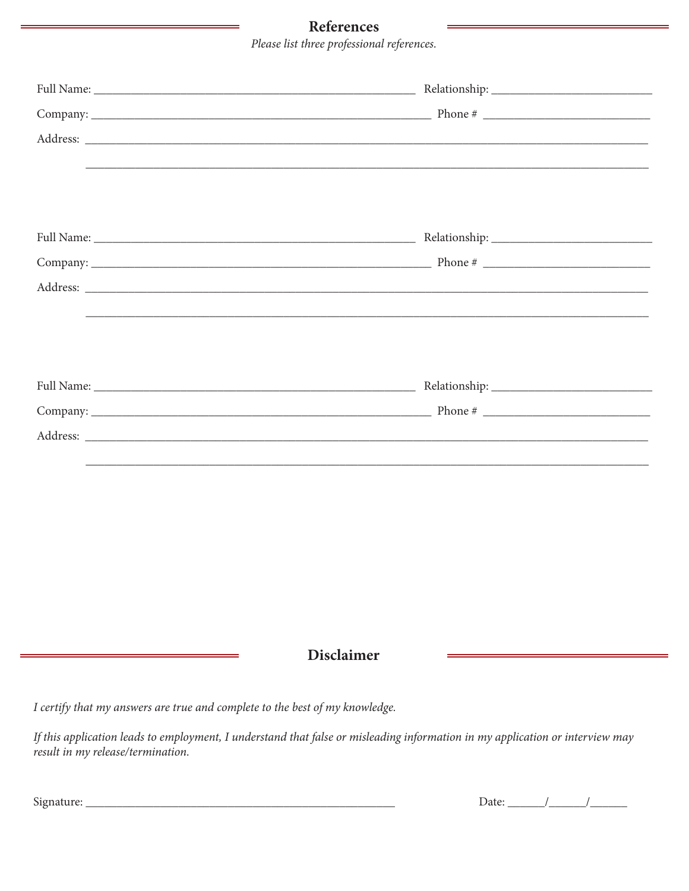## References

*Please list three professional references.*

Full Name: ______________________________________________ Relationship: ______________________

Company: ________________________________________________ Phone # ______________________

Address: ________________________________________________________________________________

________________________________________________________________________________

Full Name: ______________________________________________ Relationship: ______________________

Company: ________________________________________________ Phone # ______________________

Address: ________________________________________________________________________________

________________________________________________________________________________

Full Name: ______________________________________________ Relationship: ______________________

Company: ________________________________________________ Phone # ______________________

Address: ________________________________________________________________________________

________________________________________________________________________________

## Disclaimer

*I certify that my answers are true and complete to the best of my knowledge.*

*If this application leads to employment, I understand that false or misleading information in my application or interview may result in my release/termination.*

Signature: ______________________________________________ Date: ______/______/______